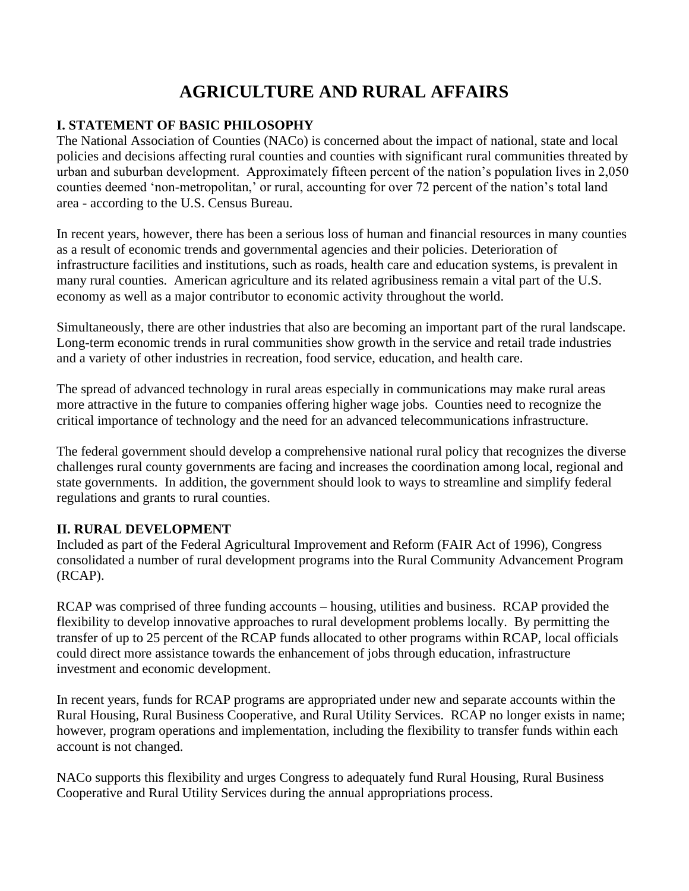# AGRICULTURE AND RURAL AFFAIRS

## I. STATEMENT OF BASIC PHILOSOPHY

The National Association of Counties (NACo) is concerned about the impact of national, state and local policies and decisions affecting rural counties and counties with significant rural communities threated by urban and suburban development. Approximately fifteen percent of the nation's population lives in 2,050 counties deemed 'non-metropolitan,' or rural, accounting for over 72 percent of the nation's total land area - according to the U.S. Census Bureau.

In recent years, however, there has been a serious loss of human and financial resources in many counties as a result of economic trends and governmental agencies and their policies. Deterioration of infrastructure facilities and institutions, such as roads, health care and education systems, is prevalent in many rural counties. American agriculture and its related agribusiness remain a vital part of the U.S. economy as well as a major contributor to economic activity throughout the world.

Simultaneously, there are other industries that also are becoming an important part of the rural landscape. Long-term economic trends in rural communities show growth in the service and retail trade industries and a variety of other industries in recreation, food service, education, and health care.

The spread of advanced technology in rural areas especially in communications may make rural areas more attractive in the future to companies offering higher wage jobs. Counties need to recognize the critical importance of technology and the need for an advanced telecommunications infrastructure.

The federal government should develop a comprehensive national rural policy that recognizes the diverse challenges rural county governments are facing and increases the coordination among local, regional and state governments. In addition, the government should look to ways to streamline and simplify federal regulations and grants to rural counties.

## II. RURAL DEVELOPMENT

Included as part of the Federal Agricultural Improvement and Reform (FAIR Act of 1996), Congress consolidated a number of rural development programs into the Rural Community Advancement Program (RCAP).

RCAP was comprised of three funding accounts – housing, utilities and business. RCAP provided the flexibility to develop innovative approaches to rural development problems locally. By permitting the transfer of up to 25 percent of the RCAP funds allocated to other programs within RCAP, local officials could direct more assistance towards the enhancement of jobs through education, infrastructure investment and economic development.

In recent years, funds for RCAP programs are appropriated under new and separate accounts within the Rural Housing, Rural Business Cooperative, and Rural Utility Services. RCAP no longer exists in name; however, program operations and implementation, including the flexibility to transfer funds within each account is not changed.

NACo supports this flexibility and urges Congress to adequately fund Rural Housing, Rural Business Cooperative and Rural Utility Services during the annual appropriations process.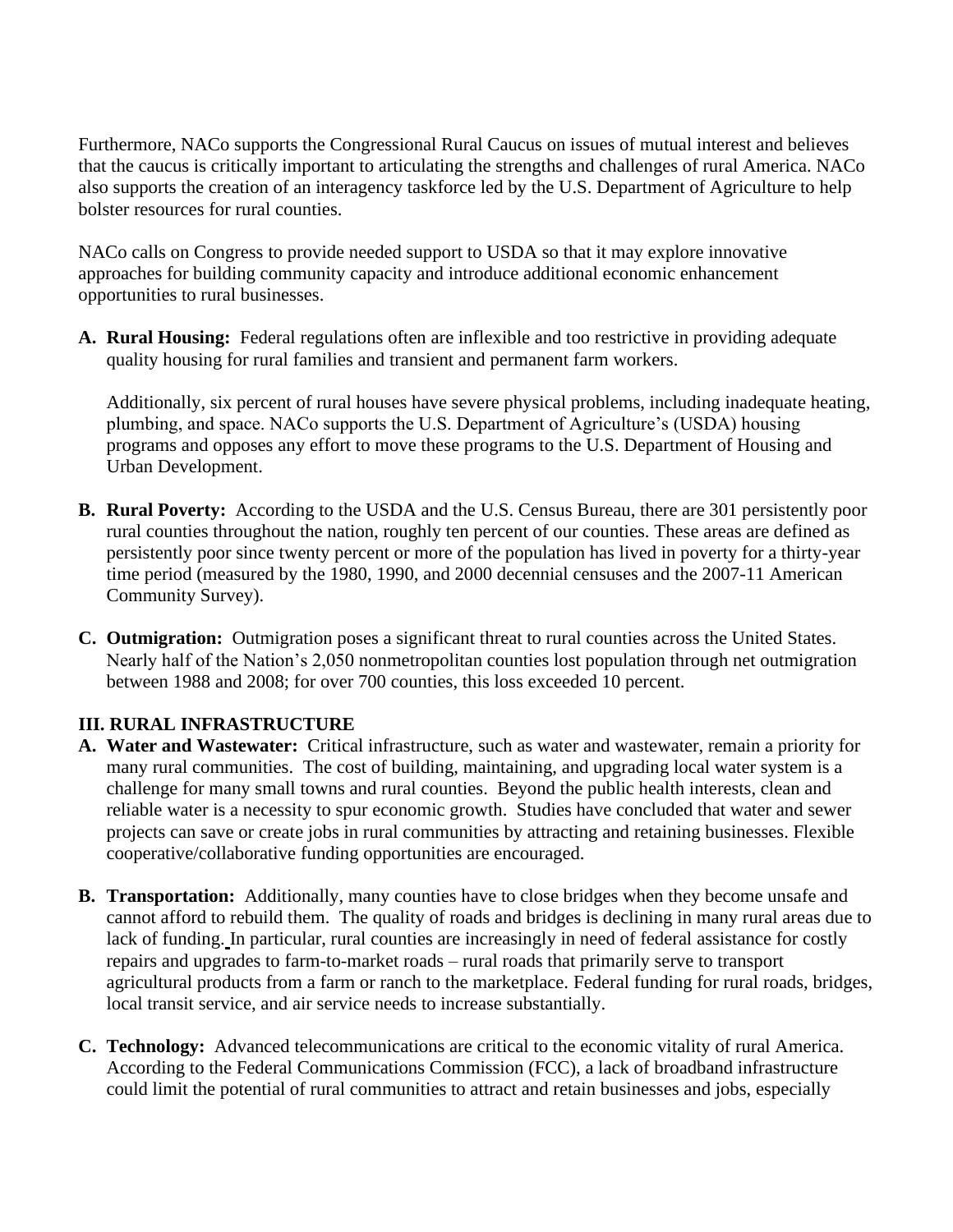Furthermore, NACo supports the Congressional Rural Caucus on issues of mutual interest and believes that the caucus is critically important to articulating the strengths and challenges of rural America. NACo also supports the creation of an interagency taskforce led by the U.S. Department of Agriculture to help bolster resources for rural counties.

NACo calls on Congress to provide needed support to USDA so that it may explore innovative approaches for building community capacity and introduce additional economic enhancement opportunities to rural businesses.

**A. Rural Housing:** Federal regulations often are inflexible and too restrictive in providing adequate quality housing for rural families and transient and permanent farm workers.

Additionally, six percent of rural houses have severe physical problems, including inadequate heating, plumbing, and space. NACo supports the U.S. Department of Agriculture's (USDA) housing programs and opposes any effort to move these programs to the U.S. Department of Housing and Urban Development.

**B. Rural Poverty:** According to the USDA and the U.S. Census Bureau, there are 301 persistently poor rural counties throughout the nation, roughly ten percent of our counties. These areas are defined as persistently poor since twenty percent or more of the population has lived in poverty for a thirty-year time period (measured by the 1980, 1990, and 2000 decennial censuses and the 2007-11 American Community Survey).

**C. Outmigration:** Outmigration poses a significant threat to rural counties across the United States. Nearly half of the Nation's 2,050 nonmetropolitan counties lost population through net outmigration between 1988 and 2008; for over 700 counties, this loss exceeded 10 percent.

### III. RURAL INFRASTRUCTURE

**A. Water and Wastewater:** Critical infrastructure, such as water and wastewater, remain a priority for many rural communities. The cost of building, maintaining, and upgrading local water system is a challenge for many small towns and rural counties. Beyond the public health interests, clean and reliable water is a necessity to spur economic growth. Studies have concluded that water and sewer projects can save or create jobs in rural communities by attracting and retaining businesses. Flexible cooperative/collaborative funding opportunities are encouraged.

**B. Transportation:** Additionally, many counties have to close bridges when they become unsafe and cannot afford to rebuild them. The quality of roads and bridges is declining in many rural areas due to lack of funding. In particular, rural counties are increasingly in need of federal assistance for costly repairs and upgrades to farm-to-market roads – rural roads that primarily serve to transport agricultural products from a farm or ranch to the marketplace. Federal funding for rural roads, bridges, local transit service, and air service needs to increase substantially.

**C. Technology:** Advanced telecommunications are critical to the economic vitality of rural America. According to the Federal Communications Commission (FCC), a lack of broadband infrastructure could limit the potential of rural communities to attract and retain businesses and jobs, especially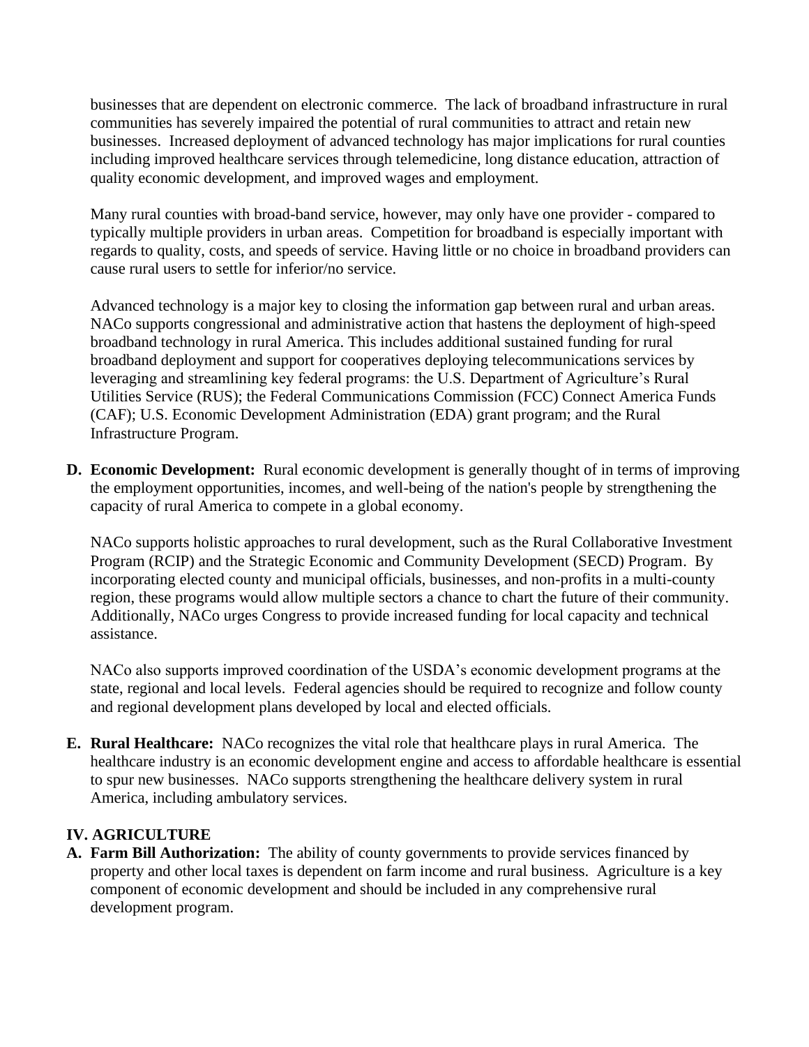businesses that are dependent on electronic commerce. The lack of broadband infrastructure in rural communities has severely impaired the potential of rural communities to attract and retain new businesses. Increased deployment of advanced technology has major implications for rural counties including improved healthcare services through telemedicine, long distance education, attraction of quality economic development, and improved wages and employment.

Many rural counties with broad-band service, however, may only have one provider - compared to typically multiple providers in urban areas. Competition for broadband is especially important with regards to quality, costs, and speeds of service. Having little or no choice in broadband providers can cause rural users to settle for inferior/no service.

Advanced technology is a major key to closing the information gap between rural and urban areas. NACo supports congressional and administrative action that hastens the deployment of high-speed broadband technology in rural America. This includes additional sustained funding for rural broadband deployment and support for cooperatives deploying telecommunications services by leveraging and streamlining key federal programs: the U.S. Department of Agriculture's Rural Utilities Service (RUS); the Federal Communications Commission (FCC) Connect America Funds (CAF); U.S. Economic Development Administration (EDA) grant program; and the Rural Infrastructure Program.

**D. Economic Development:** Rural economic development is generally thought of in terms of improving the employment opportunities, incomes, and well-being of the nation's people by strengthening the capacity of rural America to compete in a global economy.

NACo supports holistic approaches to rural development, such as the Rural Collaborative Investment Program (RCIP) and the Strategic Economic and Community Development (SECD) Program. By incorporating elected county and municipal officials, businesses, and non-profits in a multi-county region, these programs would allow multiple sectors a chance to chart the future of their community. Additionally, NACo urges Congress to provide increased funding for local capacity and technical assistance.

NACo also supports improved coordination of the USDA's economic development programs at the state, regional and local levels. Federal agencies should be required to recognize and follow county and regional development plans developed by local and elected officials.

**E. Rural Healthcare:** NACo recognizes the vital role that healthcare plays in rural America. The healthcare industry is an economic development engine and access to affordable healthcare is essential to spur new businesses. NACo supports strengthening the healthcare delivery system in rural America, including ambulatory services.

## IV. AGRICULTURE

**A. Farm Bill Authorization:** The ability of county governments to provide services financed by property and other local taxes is dependent on farm income and rural business. Agriculture is a key component of economic development and should be included in any comprehensive rural development program.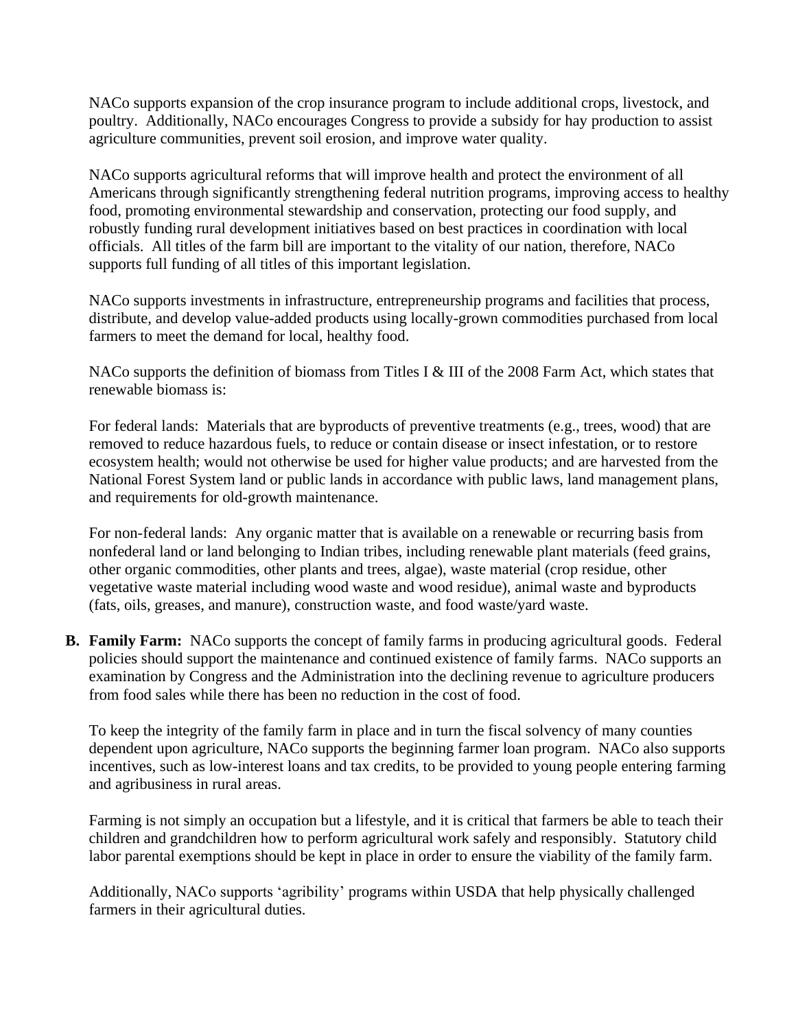NACo supports expansion of the crop insurance program to include additional crops, livestock, and poultry.  Additionally, NACo encourages Congress to provide a subsidy for hay production to assist agriculture communities, prevent soil erosion, and improve water quality.

NACo supports agricultural reforms that will improve health and protect the environment of all Americans through significantly strengthening federal nutrition programs, improving access to healthy food, promoting environmental stewardship and conservation, protecting our food supply, and robustly funding rural development initiatives based on best practices in coordination with local officials.  All titles of the farm bill are important to the vitality of our nation, therefore, NACo supports full funding of all titles of this important legislation.

NACo supports investments in infrastructure, entrepreneurship programs and facilities that process, distribute, and develop value-added products using locally-grown commodities purchased from local farmers to meet the demand for local, healthy food.

NACo supports the definition of biomass from Titles I & III of the 2008 Farm Act, which states that renewable biomass is:

For federal lands:  Materials that are byproducts of preventive treatments (e.g., trees, wood) that are removed to reduce hazardous fuels, to reduce or contain disease or insect infestation, or to restore ecosystem health; would not otherwise be used for higher value products; and are harvested from the National Forest System land or public lands in accordance with public laws, land management plans, and requirements for old-growth maintenance.

For non-federal lands:  Any organic matter that is available on a renewable or recurring basis from nonfederal land or land belonging to Indian tribes, including renewable plant materials (feed grains, other organic commodities, other plants and trees, algae), waste material (crop residue, other vegetative waste material including wood waste and wood residue), animal waste and byproducts (fats, oils, greases, and manure), construction waste, and food waste/yard waste.

**B. Family Farm:** NACo supports the concept of family farms in producing agricultural goods.  Federal policies should support the maintenance and continued existence of family farms.  NACo supports an examination by Congress and the Administration into the declining revenue to agriculture producers from food sales while there has been no reduction in the cost of food.

To keep the integrity of the family farm in place and in turn the fiscal solvency of many counties dependent upon agriculture, NACo supports the beginning farmer loan program.  NACo also supports incentives, such as low-interest loans and tax credits, to be provided to young people entering farming and agribusiness in rural areas.

Farming is not simply an occupation but a lifestyle, and it is critical that farmers be able to teach their children and grandchildren how to perform agricultural work safely and responsibly.  Statutory child labor parental exemptions should be kept in place in order to ensure the viability of the family farm.

Additionally, NACo supports 'agribility' programs within USDA that help physically challenged farmers in their agricultural duties.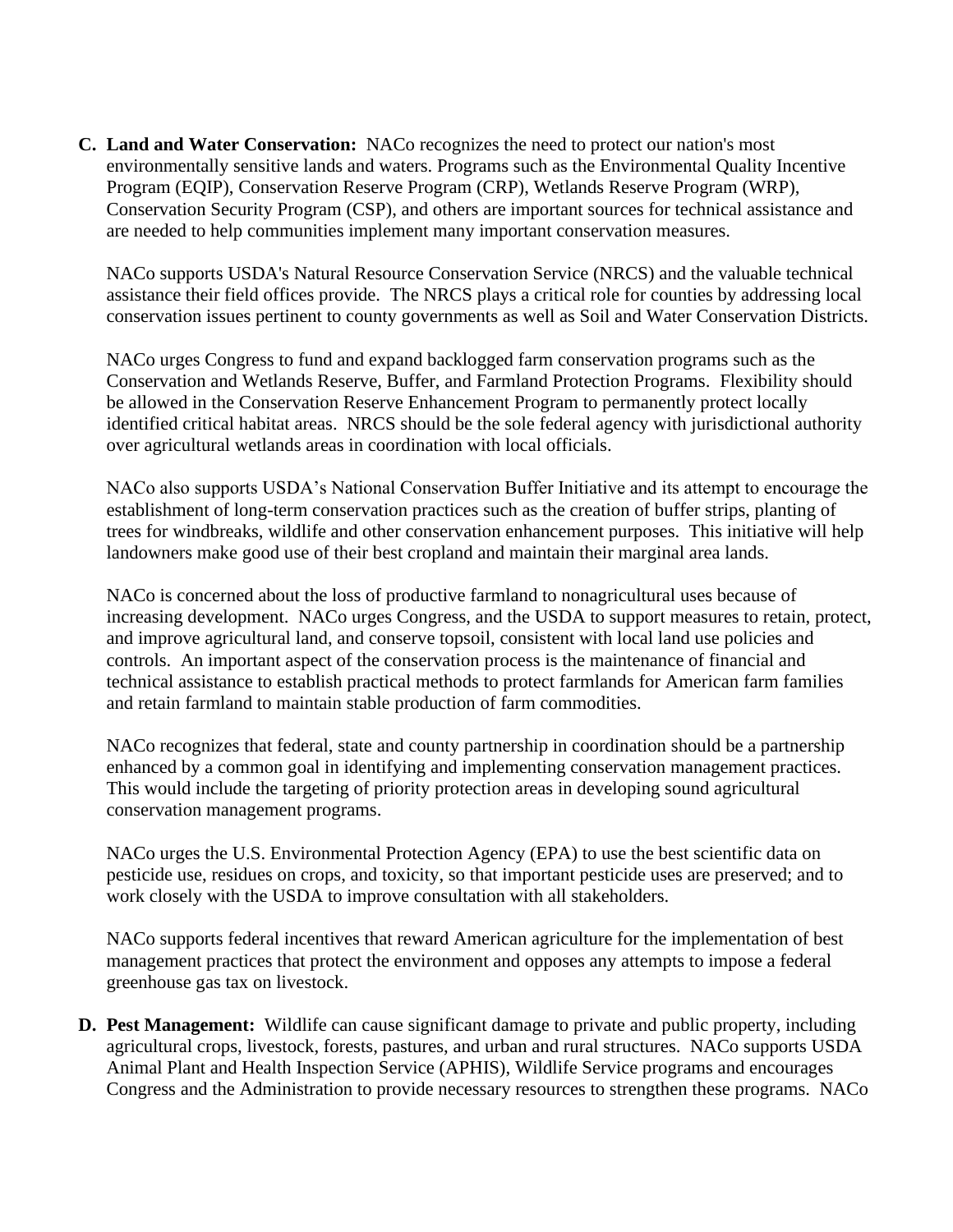C. **Land and Water Conservation:** NACo recognizes the need to protect our nation's most environmentally sensitive lands and waters. Programs such as the Environmental Quality Incentive Program (EQIP), Conservation Reserve Program (CRP), Wetlands Reserve Program (WRP), Conservation Security Program (CSP), and others are important sources for technical assistance and are needed to help communities implement many important conservation measures.

   NACo supports USDA's Natural Resource Conservation Service (NRCS) and the valuable technical assistance their field offices provide. The NRCS plays a critical role for counties by addressing local conservation issues pertinent to county governments as well as Soil and Water Conservation Districts.

   NACo urges Congress to fund and expand backlogged farm conservation programs such as the Conservation and Wetlands Reserve, Buffer, and Farmland Protection Programs. Flexibility should be allowed in the Conservation Reserve Enhancement Program to permanently protect locally identified critical habitat areas. NRCS should be the sole federal agency with jurisdictional authority over agricultural wetlands areas in coordination with local officials.

   NACo also supports USDA's National Conservation Buffer Initiative and its attempt to encourage the establishment of long-term conservation practices such as the creation of buffer strips, planting of trees for windbreaks, wildlife and other conservation enhancement purposes. This initiative will help landowners make good use of their best cropland and maintain their marginal area lands.

   NACo is concerned about the loss of productive farmland to nonagricultural uses because of increasing development. NACo urges Congress, and the USDA to support measures to retain, protect, and improve agricultural land, and conserve topsoil, consistent with local land use policies and controls. An important aspect of the conservation process is the maintenance of financial and technical assistance to establish practical methods to protect farmlands for American farm families and retain farmland to maintain stable production of farm commodities.

   NACo recognizes that federal, state and county partnership in coordination should be a partnership enhanced by a common goal in identifying and implementing conservation management practices. This would include the targeting of priority protection areas in developing sound agricultural conservation management programs.

   NACo urges the U.S. Environmental Protection Agency (EPA) to use the best scientific data on pesticide use, residues on crops, and toxicity, so that important pesticide uses are preserved; and to work closely with the USDA to improve consultation with all stakeholders.

   NACo supports federal incentives that reward American agriculture for the implementation of best management practices that protect the environment and opposes any attempts to impose a federal greenhouse gas tax on livestock.

D. **Pest Management:** Wildlife can cause significant damage to private and public property, including agricultural crops, livestock, forests, pastures, and urban and rural structures. NACo supports USDA Animal Plant and Health Inspection Service (APHIS), Wildlife Service programs and encourages Congress and the Administration to provide necessary resources to strengthen these programs. NACo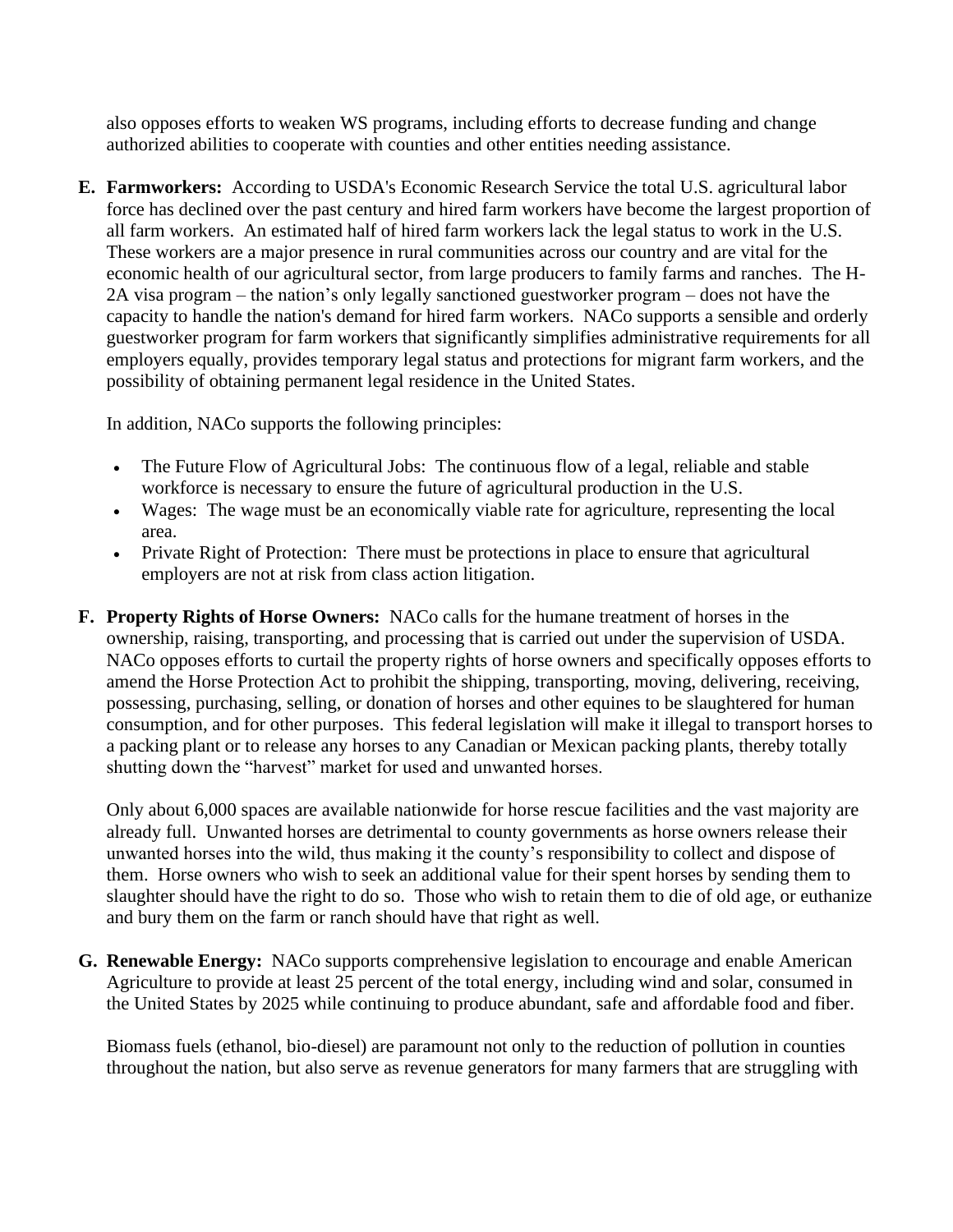also opposes efforts to weaken WS programs, including efforts to decrease funding and change authorized abilities to cooperate with counties and other entities needing assistance.

E. **Farmworkers:** According to USDA's Economic Research Service the total U.S. agricultural labor force has declined over the past century and hired farm workers have become the largest proportion of all farm workers. An estimated half of hired farm workers lack the legal status to work in the U.S. These workers are a major presence in rural communities across our country and are vital for the economic health of our agricultural sector, from large producers to family farms and ranches. The H-2A visa program – the nation's only legally sanctioned guestworker program – does not have the capacity to handle the nation's demand for hired farm workers. NACo supports a sensible and orderly guestworker program for farm workers that significantly simplifies administrative requirements for all employers equally, provides temporary legal status and protections for migrant farm workers, and the possibility of obtaining permanent legal residence in the United States.

   In addition, NACo supports the following principles:

   - The Future Flow of Agricultural Jobs: The continuous flow of a legal, reliable and stable workforce is necessary to ensure the future of agricultural production in the U.S.
   - Wages: The wage must be an economically viable rate for agriculture, representing the local area.
   - Private Right of Protection: There must be protections in place to ensure that agricultural employers are not at risk from class action litigation.

F. **Property Rights of Horse Owners:** NACo calls for the humane treatment of horses in the ownership, raising, transporting, and processing that is carried out under the supervision of USDA. NACo opposes efforts to curtail the property rights of horse owners and specifically opposes efforts to amend the Horse Protection Act to prohibit the shipping, transporting, moving, delivering, receiving, possessing, purchasing, selling, or donation of horses and other equines to be slaughtered for human consumption, and for other purposes. This federal legislation will make it illegal to transport horses to a packing plant or to release any horses to any Canadian or Mexican packing plants, thereby totally shutting down the "harvest" market for used and unwanted horses.

   Only about 6,000 spaces are available nationwide for horse rescue facilities and the vast majority are already full. Unwanted horses are detrimental to county governments as horse owners release their unwanted horses into the wild, thus making it the county's responsibility to collect and dispose of them. Horse owners who wish to seek an additional value for their spent horses by sending them to slaughter should have the right to do so. Those who wish to retain them to die of old age, or euthanize and bury them on the farm or ranch should have that right as well.

G. **Renewable Energy:** NACo supports comprehensive legislation to encourage and enable American Agriculture to provide at least 25 percent of the total energy, including wind and solar, consumed in the United States by 2025 while continuing to produce abundant, safe and affordable food and fiber.

   Biomass fuels (ethanol, bio-diesel) are paramount not only to the reduction of pollution in counties throughout the nation, but also serve as revenue generators for many farmers that are struggling with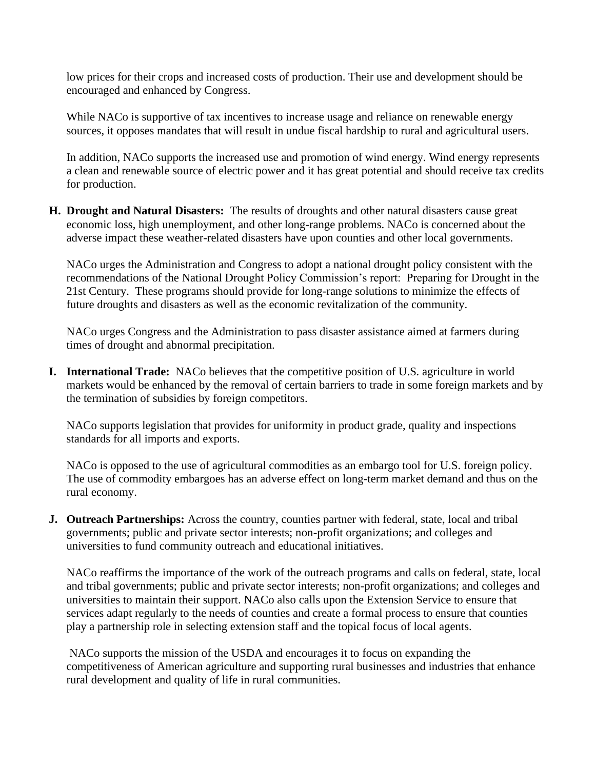low prices for their crops and increased costs of production. Their use and development should be encouraged and enhanced by Congress.

While NACo is supportive of tax incentives to increase usage and reliance on renewable energy sources, it opposes mandates that will result in undue fiscal hardship to rural and agricultural users.

In addition, NACo supports the increased use and promotion of wind energy. Wind energy represents a clean and renewable source of electric power and it has great potential and should receive tax credits for production.

**H. Drought and Natural Disasters:** The results of droughts and other natural disasters cause great economic loss, high unemployment, and other long-range problems. NACo is concerned about the adverse impact these weather-related disasters have upon counties and other local governments.

NACo urges the Administration and Congress to adopt a national drought policy consistent with the recommendations of the National Drought Policy Commission's report: Preparing for Drought in the 21st Century. These programs should provide for long-range solutions to minimize the effects of future droughts and disasters as well as the economic revitalization of the community.

NACo urges Congress and the Administration to pass disaster assistance aimed at farmers during times of drought and abnormal precipitation.

**I. International Trade:** NACo believes that the competitive position of U.S. agriculture in world markets would be enhanced by the removal of certain barriers to trade in some foreign markets and by the termination of subsidies by foreign competitors.

NACo supports legislation that provides for uniformity in product grade, quality and inspections standards for all imports and exports.

NACo is opposed to the use of agricultural commodities as an embargo tool for U.S. foreign policy. The use of commodity embargoes has an adverse effect on long-term market demand and thus on the rural economy.

**J. Outreach Partnerships:** Across the country, counties partner with federal, state, local and tribal governments; public and private sector interests; non-profit organizations; and colleges and universities to fund community outreach and educational initiatives.

NACo reaffirms the importance of the work of the outreach programs and calls on federal, state, local and tribal governments; public and private sector interests; non-profit organizations; and colleges and universities to maintain their support. NACo also calls upon the Extension Service to ensure that services adapt regularly to the needs of counties and create a formal process to ensure that counties play a partnership role in selecting extension staff and the topical focus of local agents.

NACo supports the mission of the USDA and encourages it to focus on expanding the competitiveness of American agriculture and supporting rural businesses and industries that enhance rural development and quality of life in rural communities.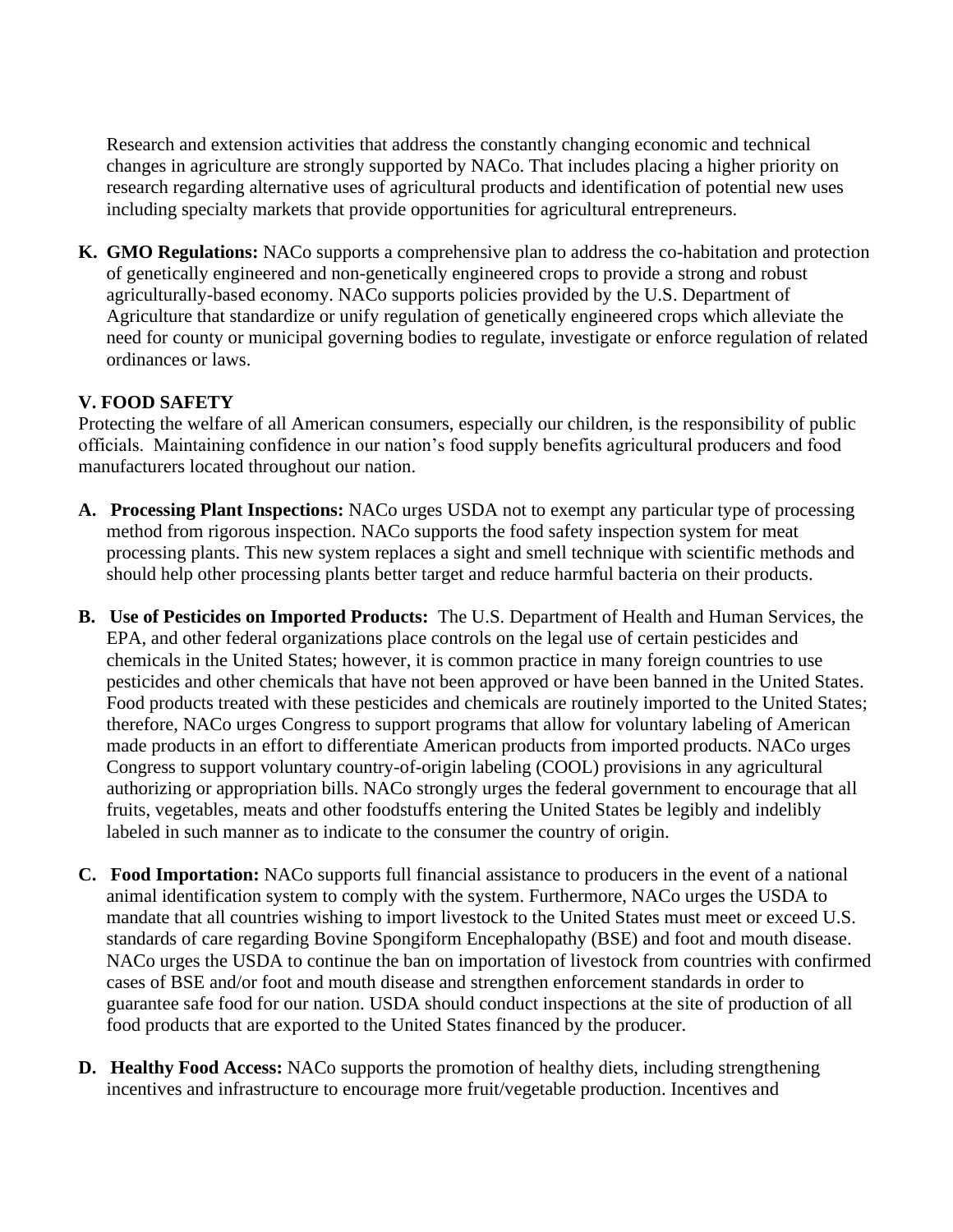Research and extension activities that address the constantly changing economic and technical changes in agriculture are strongly supported by NACo. That includes placing a higher priority on research regarding alternative uses of agricultural products and identification of potential new uses including specialty markets that provide opportunities for agricultural entrepreneurs.

**K. GMO Regulations:** NACo supports a comprehensive plan to address the co-habitation and protection of genetically engineered and non-genetically engineered crops to provide a strong and robust agriculturally-based economy. NACo supports policies provided by the U.S. Department of Agriculture that standardize or unify regulation of genetically engineered crops which alleviate the need for county or municipal governing bodies to regulate, investigate or enforce regulation of related ordinances or laws.

### V. FOOD SAFETY

Protecting the welfare of all American consumers, especially our children, is the responsibility of public officials. Maintaining confidence in our nation's food supply benefits agricultural producers and food manufacturers located throughout our nation.

**A. Processing Plant Inspections:** NACo urges USDA not to exempt any particular type of processing method from rigorous inspection. NACo supports the food safety inspection system for meat processing plants. This new system replaces a sight and smell technique with scientific methods and should help other processing plants better target and reduce harmful bacteria on their products.

**B. Use of Pesticides on Imported Products:** The U.S. Department of Health and Human Services, the EPA, and other federal organizations place controls on the legal use of certain pesticides and chemicals in the United States; however, it is common practice in many foreign countries to use pesticides and other chemicals that have not been approved or have been banned in the United States. Food products treated with these pesticides and chemicals are routinely imported to the United States; therefore, NACo urges Congress to support programs that allow for voluntary labeling of American made products in an effort to differentiate American products from imported products. NACo urges Congress to support voluntary country-of-origin labeling (COOL) provisions in any agricultural authorizing or appropriation bills. NACo strongly urges the federal government to encourage that all fruits, vegetables, meats and other foodstuffs entering the United States be legibly and indelibly labeled in such manner as to indicate to the consumer the country of origin.

**C. Food Importation:** NACo supports full financial assistance to producers in the event of a national animal identification system to comply with the system. Furthermore, NACo urges the USDA to mandate that all countries wishing to import livestock to the United States must meet or exceed U.S. standards of care regarding Bovine Spongiform Encephalopathy (BSE) and foot and mouth disease. NACo urges the USDA to continue the ban on importation of livestock from countries with confirmed cases of BSE and/or foot and mouth disease and strengthen enforcement standards in order to guarantee safe food for our nation. USDA should conduct inspections at the site of production of all food products that are exported to the United States financed by the producer.

**D. Healthy Food Access:** NACo supports the promotion of healthy diets, including strengthening incentives and infrastructure to encourage more fruit/vegetable production. Incentives and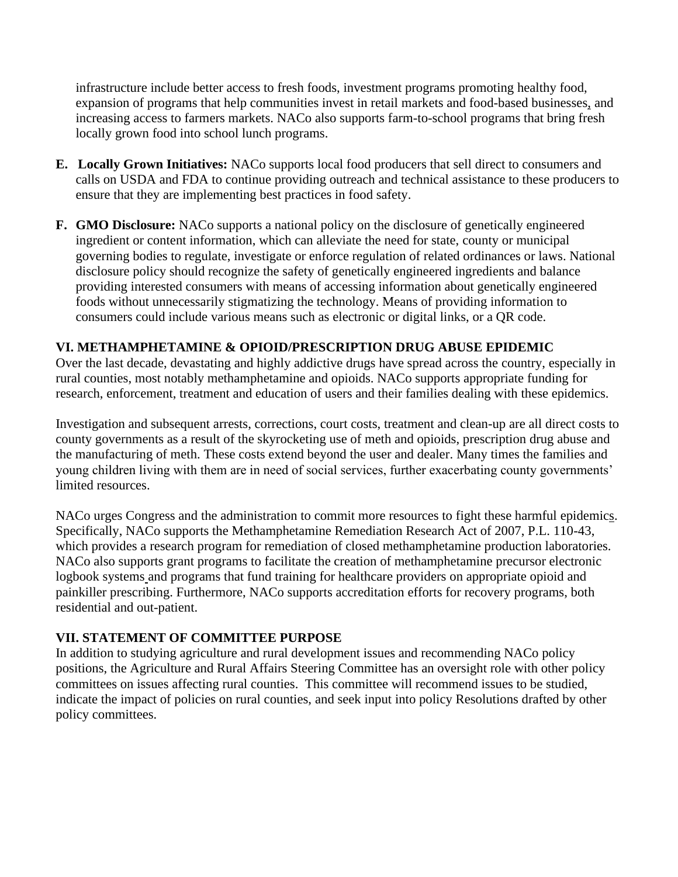infrastructure include better access to fresh foods, investment programs promoting healthy food, expansion of programs that help communities invest in retail markets and food-based businesses, and increasing access to farmers markets. NACo also supports farm-to-school programs that bring fresh locally grown food into school lunch programs.

**E. Locally Grown Initiatives:** NACo supports local food producers that sell direct to consumers and calls on USDA and FDA to continue providing outreach and technical assistance to these producers to ensure that they are implementing best practices in food safety.

**F. GMO Disclosure:** NACo supports a national policy on the disclosure of genetically engineered ingredient or content information, which can alleviate the need for state, county or municipal governing bodies to regulate, investigate or enforce regulation of related ordinances or laws. National disclosure policy should recognize the safety of genetically engineered ingredients and balance providing interested consumers with means of accessing information about genetically engineered foods without unnecessarily stigmatizing the technology. Means of providing information to consumers could include various means such as electronic or digital links, or a QR code.

## VI. METHAMPHETAMINE & OPIOID/PRESCRIPTION DRUG ABUSE EPIDEMIC

Over the last decade, devastating and highly addictive drugs have spread across the country, especially in rural counties, most notably methamphetamine and opioids. NACo supports appropriate funding for research, enforcement, treatment and education of users and their families dealing with these epidemics.

Investigation and subsequent arrests, corrections, court costs, treatment and clean-up are all direct costs to county governments as a result of the skyrocketing use of meth and opioids, prescription drug abuse and the manufacturing of meth. These costs extend beyond the user and dealer. Many times the families and young children living with them are in need of social services, further exacerbating county governments' limited resources.

NACo urges Congress and the administration to commit more resources to fight these harmful epidemics. Specifically, NACo supports the Methamphetamine Remediation Research Act of 2007, P.L. 110-43, which provides a research program for remediation of closed methamphetamine production laboratories. NACo also supports grant programs to facilitate the creation of methamphetamine precursor electronic logbook systems and programs that fund training for healthcare providers on appropriate opioid and painkiller prescribing. Furthermore, NACo supports accreditation efforts for recovery programs, both residential and out-patient.

## VII. STATEMENT OF COMMITTEE PURPOSE

In addition to studying agriculture and rural development issues and recommending NACo policy positions, the Agriculture and Rural Affairs Steering Committee has an oversight role with other policy committees on issues affecting rural counties. This committee will recommend issues to be studied, indicate the impact of policies on rural counties, and seek input into policy Resolutions drafted by other policy committees.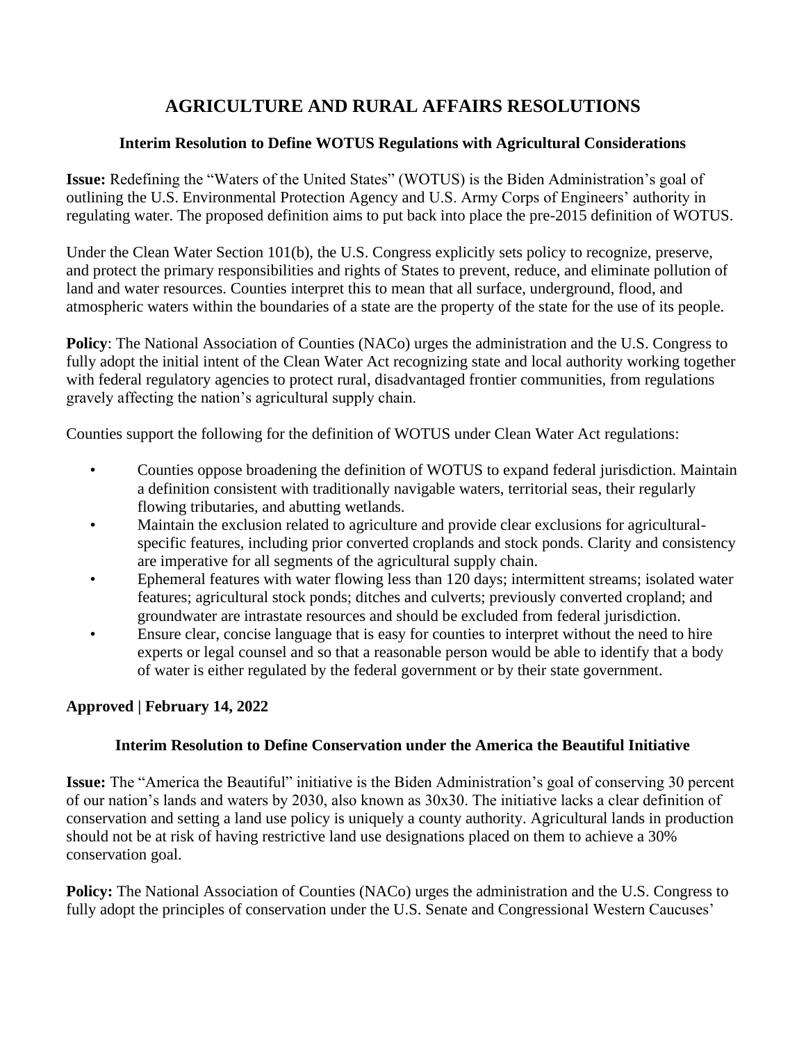# AGRICULTURE AND RURAL AFFAIRS RESOLUTIONS

### Interim Resolution to Define WOTUS Regulations with Agricultural Considerations

**Issue:** Redefining the "Waters of the United States" (WOTUS) is the Biden Administration's goal of outlining the U.S. Environmental Protection Agency and U.S. Army Corps of Engineers' authority in regulating water. The proposed definition aims to put back into place the pre-2015 definition of WOTUS.

Under the Clean Water Section 101(b), the U.S. Congress explicitly sets policy to recognize, preserve, and protect the primary responsibilities and rights of States to prevent, reduce, and eliminate pollution of land and water resources. Counties interpret this to mean that all surface, underground, flood, and atmospheric waters within the boundaries of a state are the property of the state for the use of its people.

**Policy**: The National Association of Counties (NACo) urges the administration and the U.S. Congress to fully adopt the initial intent of the Clean Water Act recognizing state and local authority working together with federal regulatory agencies to protect rural, disadvantaged frontier communities, from regulations gravely affecting the nation's agricultural supply chain.

Counties support the following for the definition of WOTUS under Clean Water Act regulations:

- Counties oppose broadening the definition of WOTUS to expand federal jurisdiction. Maintain a definition consistent with traditionally navigable waters, territorial seas, their regularly flowing tributaries, and abutting wetlands.
- Maintain the exclusion related to agriculture and provide clear exclusions for agricultural-specific features, including prior converted croplands and stock ponds. Clarity and consistency are imperative for all segments of the agricultural supply chain.
- Ephemeral features with water flowing less than 120 days; intermittent streams; isolated water features; agricultural stock ponds; ditches and culverts; previously converted cropland; and groundwater are intrastate resources and should be excluded from federal jurisdiction.
- Ensure clear, concise language that is easy for counties to interpret without the need to hire experts or legal counsel and so that a reasonable person would be able to identify that a body of water is either regulated by the federal government or by their state government.

**Approved | February 14, 2022**

### Interim Resolution to Define Conservation under the America the Beautiful Initiative

**Issue:** The "America the Beautiful" initiative is the Biden Administration's goal of conserving 30 percent of our nation's lands and waters by 2030, also known as 30x30. The initiative lacks a clear definition of conservation and setting a land use policy is uniquely a county authority. Agricultural lands in production should not be at risk of having restrictive land use designations placed on them to achieve a 30% conservation goal.

**Policy:** The National Association of Counties (NACo) urges the administration and the U.S. Congress to fully adopt the principles of conservation under the U.S. Senate and Congressional Western Caucuses'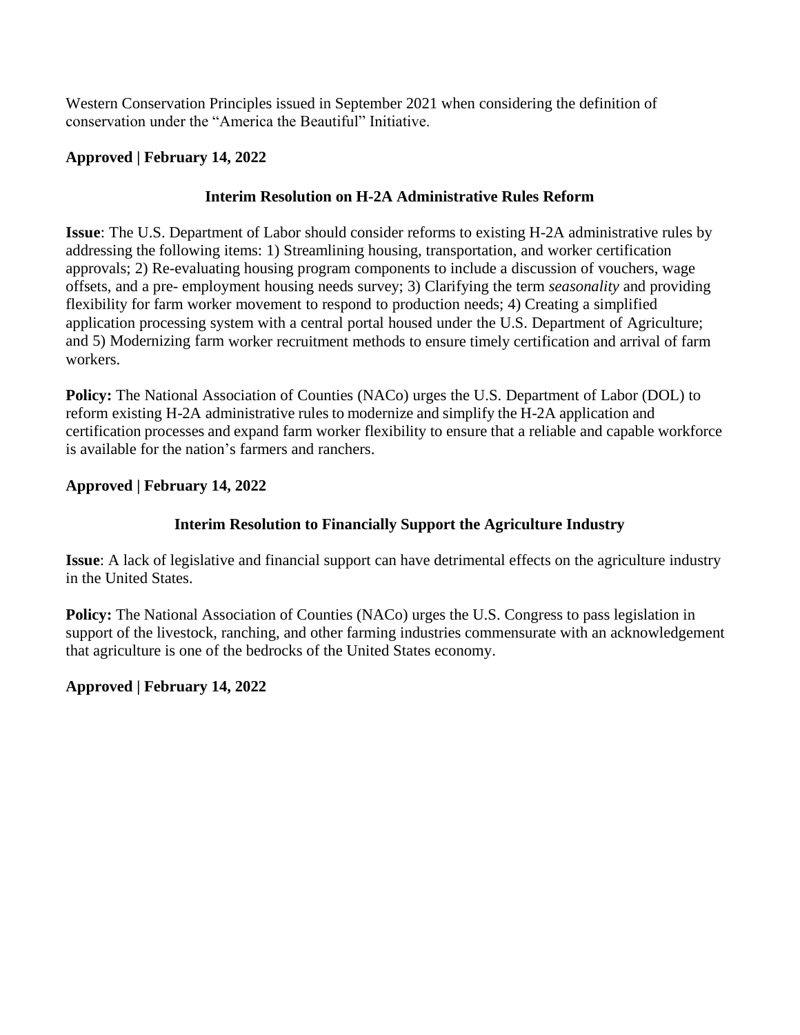Western Conservation Principles issued in September 2021 when considering the definition of conservation under the "America the Beautiful" Initiative.

**Approved | February 14, 2022**

### Interim Resolution on H-2A Administrative Rules Reform

**Issue**: The U.S. Department of Labor should consider reforms to existing H-2A administrative rules by addressing the following items: 1) Streamlining housing, transportation, and worker certification approvals; 2) Re-evaluating housing program components to include a discussion of vouchers, wage offsets, and a pre- employment housing needs survey; 3) Clarifying the term *seasonality* and providing flexibility for farm worker movement to respond to production needs; 4) Creating a simplified application processing system with a central portal housed under the U.S. Department of Agriculture; and 5) Modernizing farm worker recruitment methods to ensure timely certification and arrival of farm workers.

**Policy:** The National Association of Counties (NACo) urges the U.S. Department of Labor (DOL) to reform existing H-2A administrative rules to modernize and simplify the H-2A application and certification processes and expand farm worker flexibility to ensure that a reliable and capable workforce is available for the nation's farmers and ranchers.

**Approved | February 14, 2022**

### Interim Resolution to Financially Support the Agriculture Industry

**Issue**: A lack of legislative and financial support can have detrimental effects on the agriculture industry in the United States.

**Policy:** The National Association of Counties (NACo) urges the U.S. Congress to pass legislation in support of the livestock, ranching, and other farming industries commensurate with an acknowledgement that agriculture is one of the bedrocks of the United States economy.

**Approved | February 14, 2022**